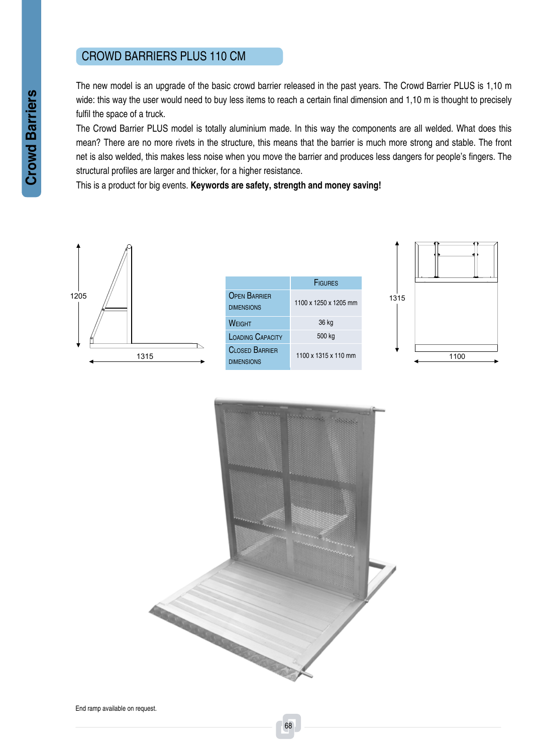## CROWD BARRIERS PLUS 110 CM

The new model is an upgrade of the basic crowd barrier released in the past years. The Crowd Barrier PLUS is 1,10 m wide: this way the user would need to buy less items to reach a certain final dimension and 1,10 m is thought to precisely fulfil the space of a truck.

The Crowd Barrier PLUS model is totally aluminium made. In this way the components are all welded. What does this mean? There are no more rivets in the structure, this means that the barrier is much more strong and stable. The front net is also welded, this makes less noise when you move the barrier and produces less dangers for people's fingers. The structural profiles are larger and thicker, for a higher resistance.

This is a product for big events. **Keywords are safety, strength and money saving!**

| | Figures |
|---|---|
| Open Barrier dimensions | 1100 x 1250 x 1205 mm |
| Weight | 36 kg |
| Loading Capacity | 500 kg |
| Closed Barrier dimensions | 1100 x 1315 x 110 mm |

End ramp available on request.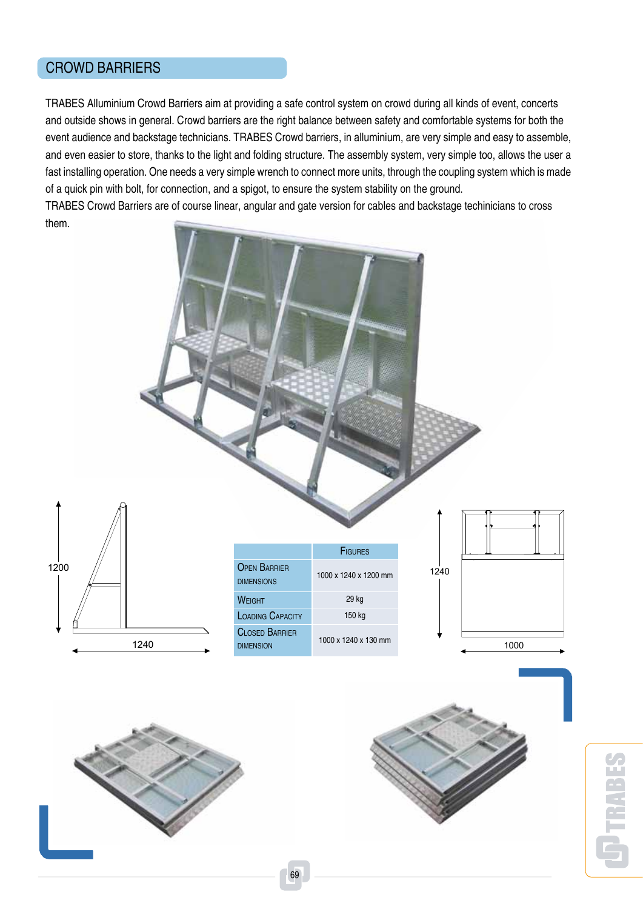## CROWD BARRIERS

TRABES Alluminium Crowd Barriers aim at providing a safe control system on crowd during all kinds of event, concerts and outside shows in general. Crowd barriers are the right balance between safety and comfortable systems for both the event audience and backstage technicians. TRABES Crowd barriers, in alluminium, are very simple and easy to assemble, and even easier to store, thanks to the light and folding structure. The assembly system, very simple too, allows the user a fast installing operation. One needs a very simple wrench to connect more units, through the coupling system which is made of a quick pin with bolt, for connection, and a spigot, to ensure the system stability on the ground.
TRABES Crowd Barriers are of course linear, angular and gate version for cables and backstage techinicians to cross them.

| | Figures |
|---|---|
| Open Barrier dimensions | 1000 x 1240 x 1200 mm |
| Weight | 29 kg |
| Loading Capacity | 150 kg |
| Closed Barrier dimension | 1000 x 1240 x 130 mm |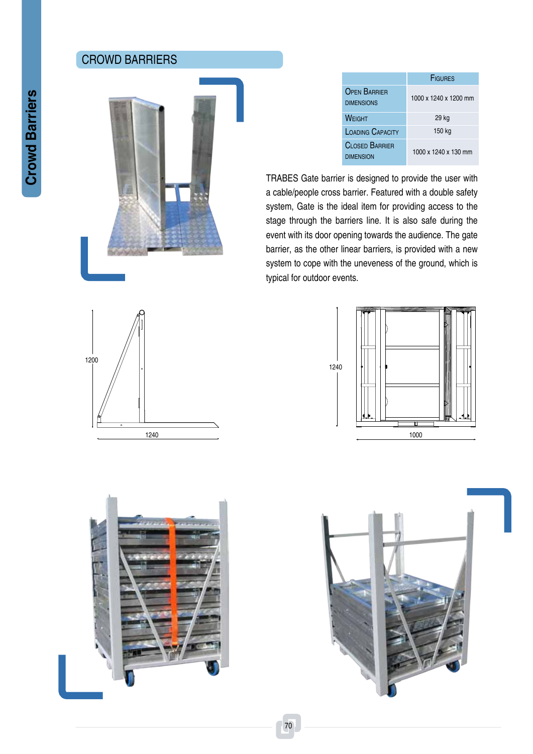## CROWD BARRIERS

| | Figures |
|---|---|
| Open Barrier dimensions | 1000 x 1240 x 1200 mm |
| Weight | 29 kg |
| Loading Capacity | 150 kg |
| Closed Barrier dimension | 1000 x 1240 x 130 mm |

TRABES Gate barrier is designed to provide the user with a cable/people cross barrier. Featured with a double safety system, Gate is the ideal item for providing access to the stage through the barriers line. It is also safe during the event with its door opening towards the audience. The gate barrier, as the other linear barriers, is provided with a new system to cope with the uneveness of the ground, which is typical for outdoor events.

1200

1240

1240

1000